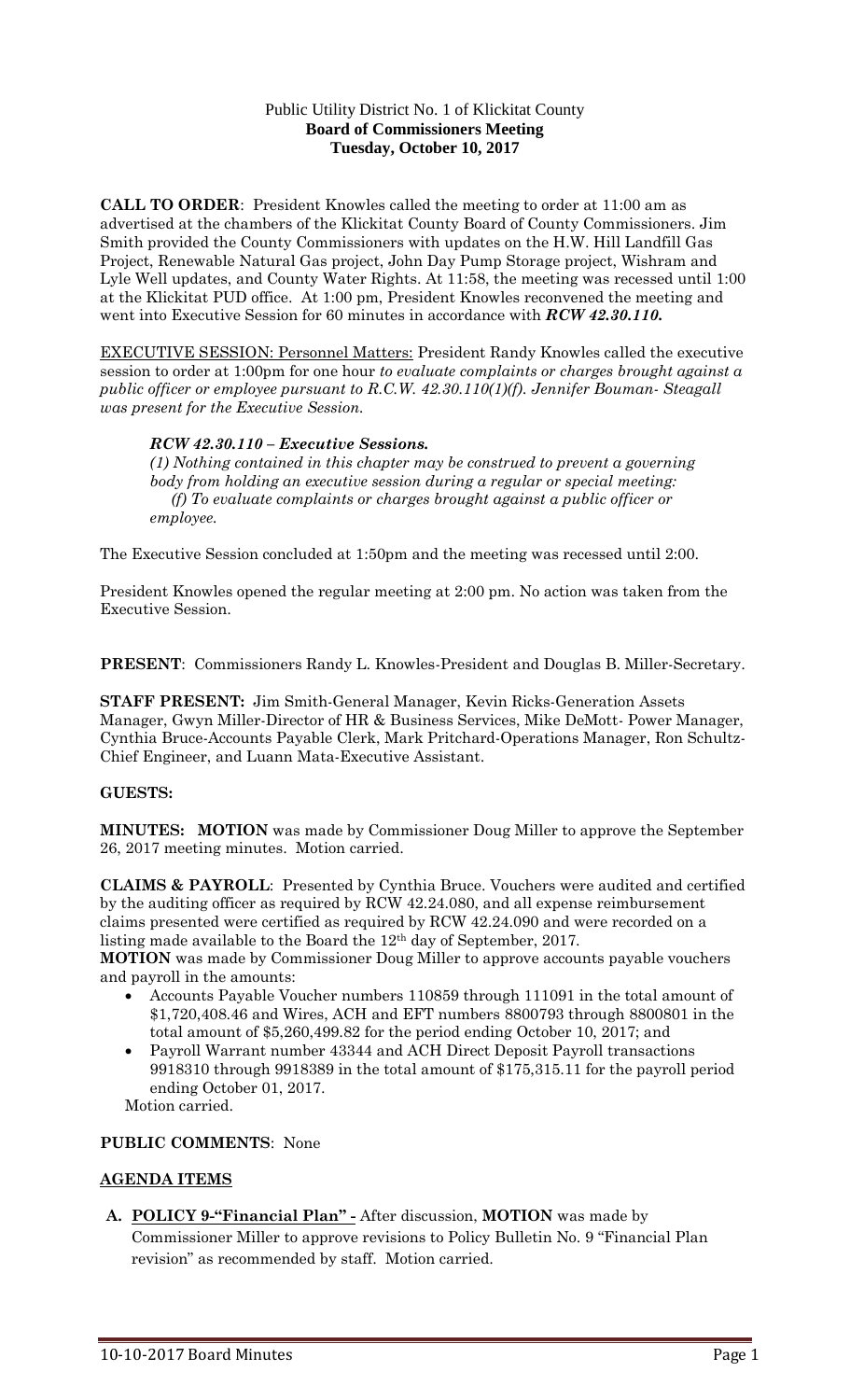Public Utility District No. 1 of Klickitat County
**Board of Commissioners Meeting**
**Tuesday, October 10, 2017**

**CALL TO ORDER**: President Knowles called the meeting to order at 11:00 am as advertised at the chambers of the Klickitat County Board of County Commissioners. Jim Smith provided the County Commissioners with updates on the H.W. Hill Landfill Gas Project, Renewable Natural Gas project, John Day Pump Storage project, Wishram and Lyle Well updates, and County Water Rights. At 11:58, the meeting was recessed until 1:00 at the Klickitat PUD office. At 1:00 pm, President Knowles reconvened the meeting and went into Executive Session for 60 minutes in accordance with ***RCW 42.30.110.***

EXECUTIVE SESSION: Personnel Matters: President Randy Knowles called the executive session to order at 1:00pm for one hour *to evaluate complaints or charges brought against a public officer or employee pursuant to R.C.W. 42.30.110(1)(f). Jennifer Bouman- Steagall was present for the Executive Session.*

> ***RCW 42.30.110 – Executive Sessions.***
> *(1) Nothing contained in this chapter may be construed to prevent a governing body from holding an executive session during a regular or special meeting:*
> *(f) To evaluate complaints or charges brought against a public officer or employee.*

The Executive Session concluded at 1:50pm and the meeting was recessed until 2:00.

President Knowles opened the regular meeting at 2:00 pm. No action was taken from the Executive Session.

**PRESENT**: Commissioners Randy L. Knowles-President and Douglas B. Miller-Secretary.

**STAFF PRESENT:** Jim Smith-General Manager, Kevin Ricks-Generation Assets Manager, Gwyn Miller-Director of HR & Business Services, Mike DeMott- Power Manager, Cynthia Bruce-Accounts Payable Clerk, Mark Pritchard-Operations Manager, Ron Schultz-Chief Engineer, and Luann Mata-Executive Assistant.

**GUESTS:**

**MINUTES: MOTION** was made by Commissioner Doug Miller to approve the September 26, 2017 meeting minutes. Motion carried.

**CLAIMS & PAYROLL**: Presented by Cynthia Bruce. Vouchers were audited and certified by the auditing officer as required by RCW 42.24.080, and all expense reimbursement claims presented were certified as required by RCW 42.24.090 and were recorded on a listing made available to the Board the 12th day of September, 2017.
**MOTION** was made by Commissioner Doug Miller to approve accounts payable vouchers and payroll in the amounts:

- Accounts Payable Voucher numbers 110859 through 111091 in the total amount of $1,720,408.46 and Wires, ACH and EFT numbers 8800793 through 8800801 in the total amount of $5,260,499.82 for the period ending October 10, 2017; and
- Payroll Warrant number 43344 and ACH Direct Deposit Payroll transactions 9918310 through 9918389 in the total amount of $175,315.11 for the payroll period ending October 01, 2017.

Motion carried.

**PUBLIC COMMENTS**: None

**AGENDA ITEMS**

**A. POLICY 9-"Financial Plan" -** After discussion, **MOTION** was made by Commissioner Miller to approve revisions to Policy Bulletin No. 9 "Financial Plan revision" as recommended by staff. Motion carried.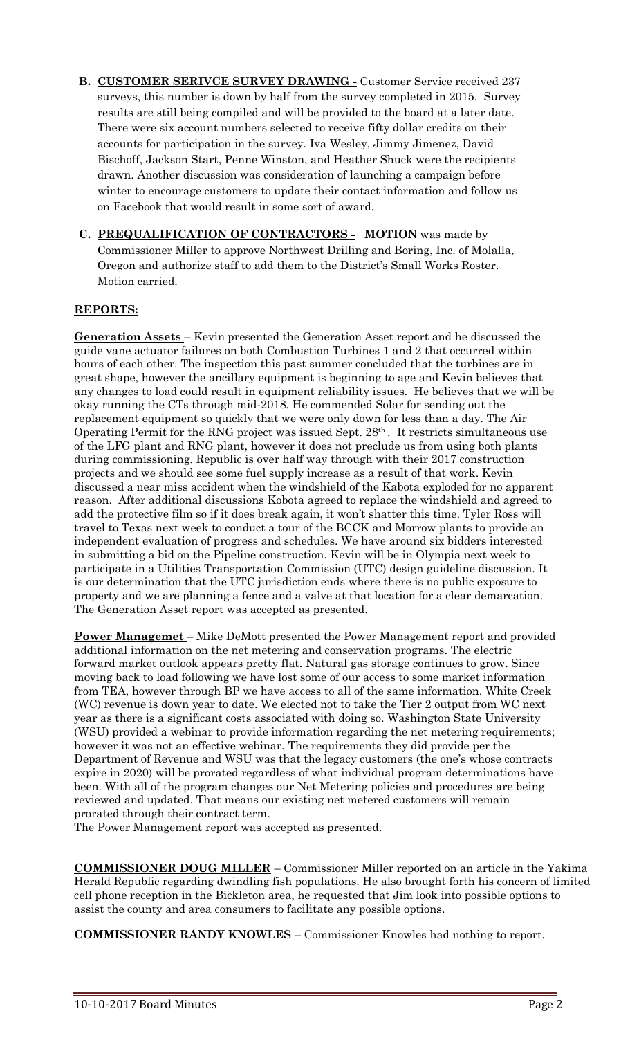**B. CUSTOMER SERIVCE SURVEY DRAWING -** Customer Service received 237 surveys, this number is down by half from the survey completed in 2015. Survey results are still being compiled and will be provided to the board at a later date. There were six account numbers selected to receive fifty dollar credits on their accounts for participation in the survey. Iva Wesley, Jimmy Jimenez, David Bischoff, Jackson Start, Penne Winston, and Heather Shuck were the recipients drawn. Another discussion was consideration of launching a campaign before winter to encourage customers to update their contact information and follow us on Facebook that would result in some sort of award.

**C. PREQUALIFICATION OF CONTRACTORS - MOTION** was made by Commissioner Miller to approve Northwest Drilling and Boring, Inc. of Molalla, Oregon and authorize staff to add them to the District's Small Works Roster. Motion carried.

**REPORTS:**

**Generation Assets** – Kevin presented the Generation Asset report and he discussed the guide vane actuator failures on both Combustion Turbines 1 and 2 that occurred within hours of each other. The inspection this past summer concluded that the turbines are in great shape, however the ancillary equipment is beginning to age and Kevin believes that any changes to load could result in equipment reliability issues. He believes that we will be okay running the CTs through mid-2018. He commended Solar for sending out the replacement equipment so quickly that we were only down for less than a day. The Air Operating Permit for the RNG project was issued Sept. 28th. It restricts simultaneous use of the LFG plant and RNG plant, however it does not preclude us from using both plants during commissioning. Republic is over half way through with their 2017 construction projects and we should see some fuel supply increase as a result of that work. Kevin discussed a near miss accident when the windshield of the Kabota exploded for no apparent reason. After additional discussions Kobota agreed to replace the windshield and agreed to add the protective film so if it does break again, it won't shatter this time. Tyler Ross will travel to Texas next week to conduct a tour of the BCCK and Morrow plants to provide an independent evaluation of progress and schedules. We have around six bidders interested in submitting a bid on the Pipeline construction. Kevin will be in Olympia next week to participate in a Utilities Transportation Commission (UTC) design guideline discussion. It is our determination that the UTC jurisdiction ends where there is no public exposure to property and we are planning a fence and a valve at that location for a clear demarcation. The Generation Asset report was accepted as presented.

**Power Managemet** – Mike DeMott presented the Power Management report and provided additional information on the net metering and conservation programs. The electric forward market outlook appears pretty flat. Natural gas storage continues to grow. Since moving back to load following we have lost some of our access to some market information from TEA, however through BP we have access to all of the same information. White Creek (WC) revenue is down year to date. We elected not to take the Tier 2 output from WC next year as there is a significant costs associated with doing so. Washington State University (WSU) provided a webinar to provide information regarding the net metering requirements; however it was not an effective webinar. The requirements they did provide per the Department of Revenue and WSU was that the legacy customers (the one's whose contracts expire in 2020) will be prorated regardless of what individual program determinations have been. With all of the program changes our Net Metering policies and procedures are being reviewed and updated. That means our existing net metered customers will remain prorated through their contract term.
The Power Management report was accepted as presented.

**COMMISSIONER DOUG MILLER** – Commissioner Miller reported on an article in the Yakima Herald Republic regarding dwindling fish populations. He also brought forth his concern of limited cell phone reception in the Bickleton area, he requested that Jim look into possible options to assist the county and area consumers to facilitate any possible options.

**COMMISSIONER RANDY KNOWLES** – Commissioner Knowles had nothing to report.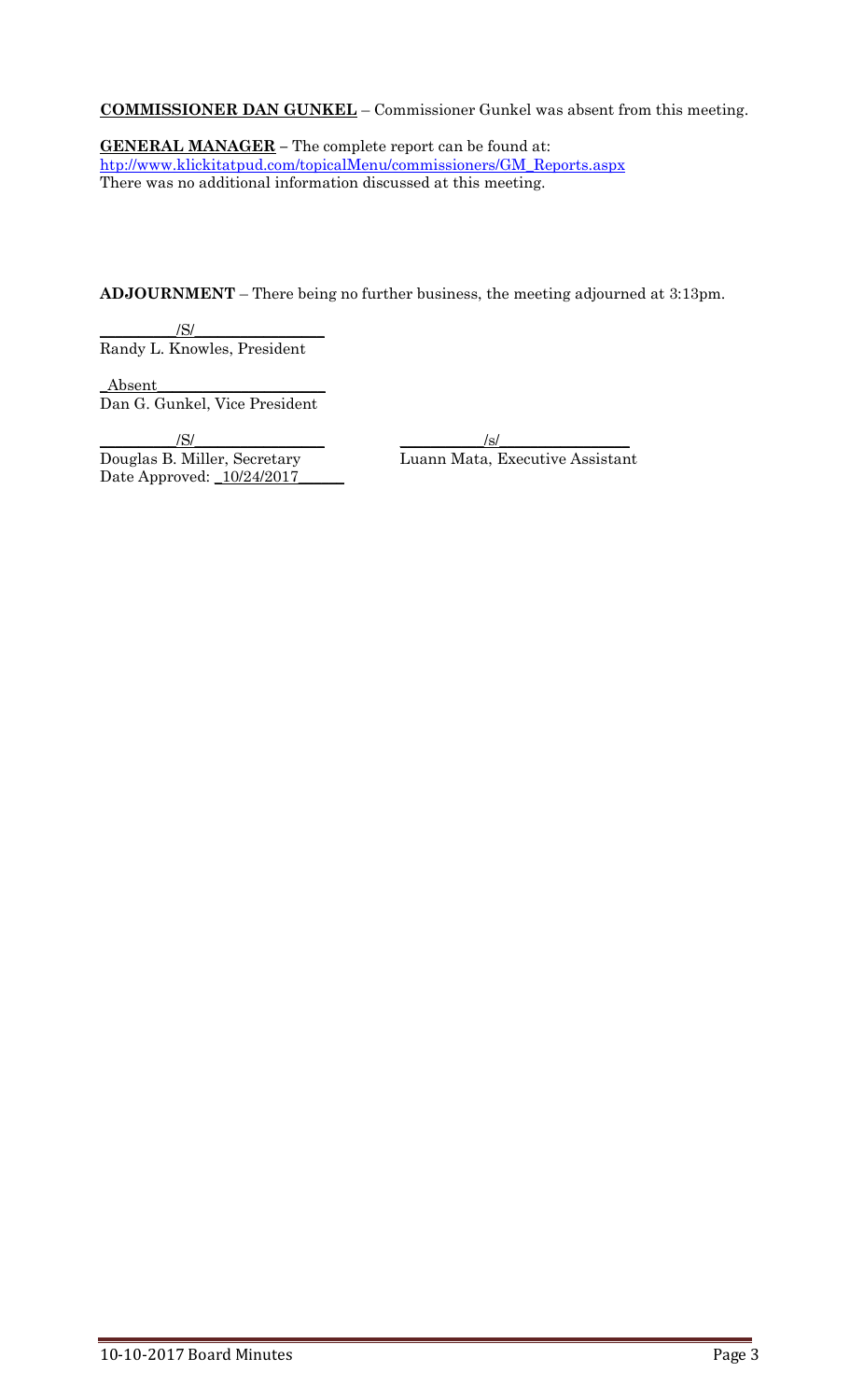**COMMISSIONER DAN GUNKEL** – Commissioner Gunkel was absent from this meeting.

**GENERAL MANAGER –** The complete report can be found at:
[htp://www.klickitatpud.com/topicalMenu/commissioners/GM_Reports.aspx](htp://www.klickitatpud.com/topicalMenu/commissioners/GM_Reports.aspx)
There was no additional information discussed at this meeting.

**ADJOURNMENT** – There being no further business, the meeting adjourned at 3:13pm.

/S/
Randy L. Knowles, President

Absent
Dan G. Gunkel, Vice President

/S/
Douglas B. Miller, Secretary
Date Approved: 10/24/2017

/s/
Luann Mata, Executive Assistant